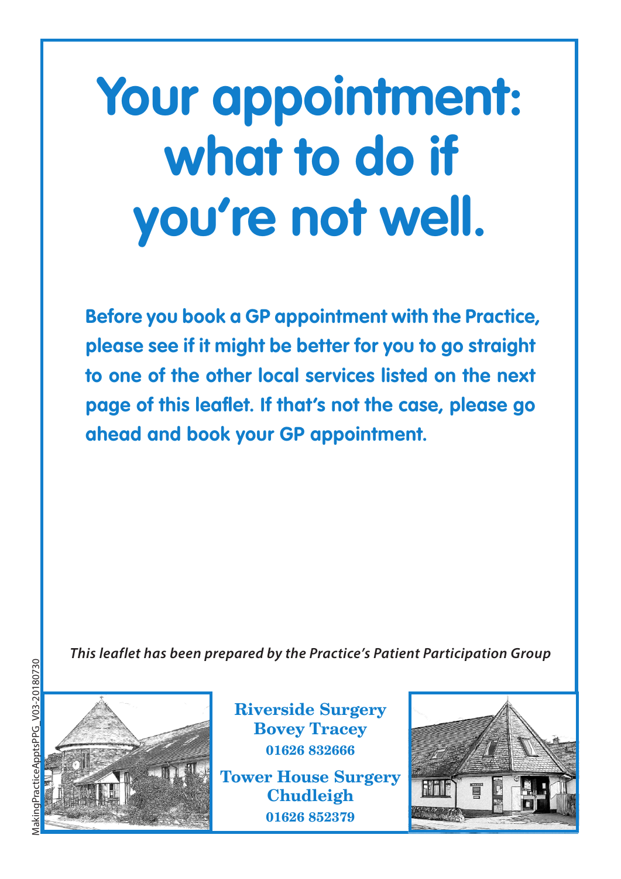# Your appointment: what to do if you're not well.

**Before you book a GP appointment with the Practice, please see if it might be better for you to go straight to one of the other local services listed on the next page of this leaflet. If that's not the case, please go ahead and book your GP appointment.**

***This leaflet has been prepared by the Practice's Patient Participation Group***

**Riverside Surgery**
**Bovey Tracey**
**01626 832666**

**Tower House Surgery**
**Chudleigh**
**01626 852379**

MakingPracticeApptsPPG_V03-20180730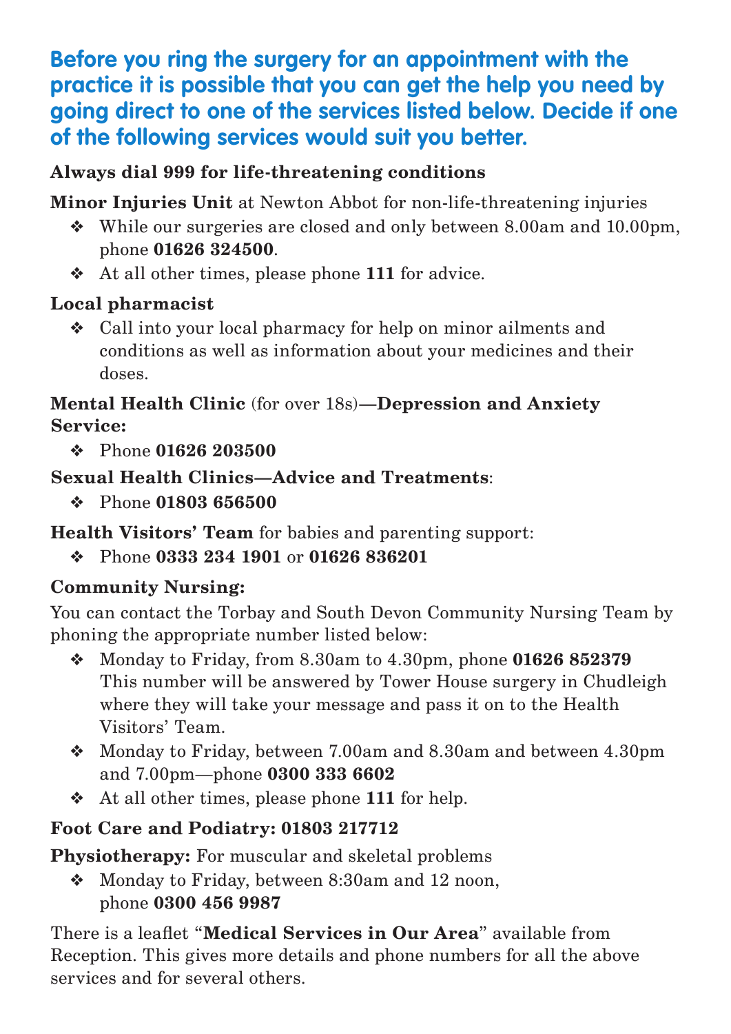## Before you ring the surgery for an appointment with the practice it is possible that you can get the help you need by going direct to one of the services listed below. Decide if one of the following services would suit you better.

**Always dial 999 for life-threatening conditions**

**Minor Injuries Unit** at Newton Abbot for non-life-threatening injuries

- While our surgeries are closed and only between 8.00am and 10.00pm, phone **01626 324500**.
- At all other times, please phone **111** for advice.

**Local pharmacist**

- Call into your local pharmacy for help on minor ailments and conditions as well as information about your medicines and their doses.

**Mental Health Clinic** (for over 18s)—**Depression and Anxiety Service:**

- Phone **01626 203500**

**Sexual Health Clinics—Advice and Treatments**:

- Phone **01803 656500**

**Health Visitors' Team** for babies and parenting support:

- Phone **0333 234 1901** or **01626 836201**

**Community Nursing:**

You can contact the Torbay and South Devon Community Nursing Team by phoning the appropriate number listed below:

- Monday to Friday, from 8.30am to 4.30pm, phone **01626 852379** This number will be answered by Tower House surgery in Chudleigh where they will take your message and pass it on to the Health Visitors' Team.
- Monday to Friday, between 7.00am and 8.30am and between 4.30pm and 7.00pm—phone **0300 333 6602**
- At all other times, please phone **111** for help.

**Foot Care and Podiatry: 01803 217712**

**Physiotherapy:** For muscular and skeletal problems

- Monday to Friday, between 8:30am and 12 noon, phone **0300 456 9987**

There is a leaflet "**Medical Services in Our Area**" available from Reception. This gives more details and phone numbers for all the above services and for several others.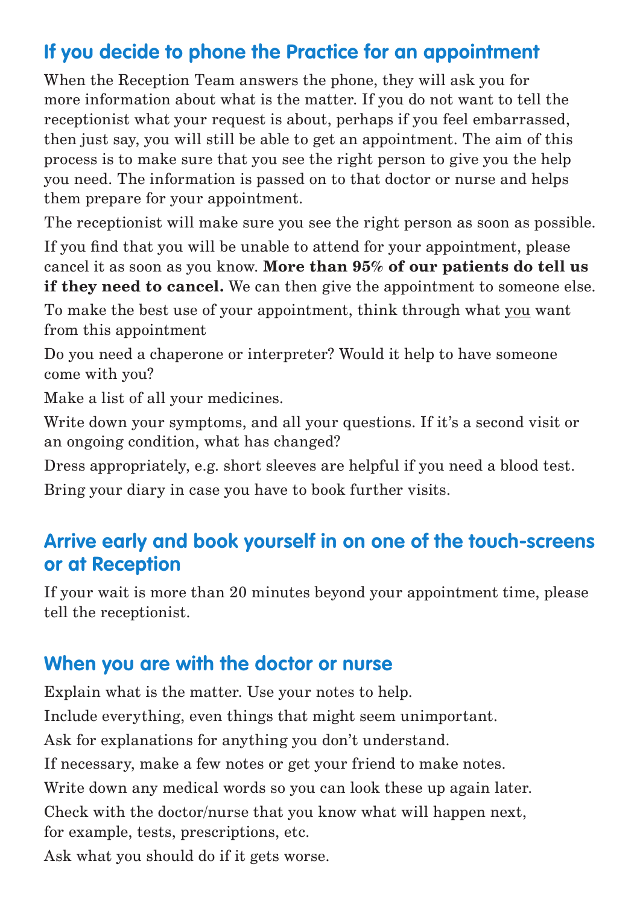## If you decide to phone the Practice for an appointment

When the Reception Team answers the phone, they will ask you for more information about what is the matter. If you do not want to tell the receptionist what your request is about, perhaps if you feel embarrassed, then just say, you will still be able to get an appointment. The aim of this process is to make sure that you see the right person to give you the help you need. The information is passed on to that doctor or nurse and helps them prepare for your appointment.

The receptionist will make sure you see the right person as soon as possible.

If you find that you will be unable to attend for your appointment, please cancel it as soon as you know. **More than 95% of our patients do tell us if they need to cancel.** We can then give the appointment to someone else.

To make the best use of your appointment, think through what <u>you</u> want from this appointment

Do you need a chaperone or interpreter? Would it help to have someone come with you?

Make a list of all your medicines.

Write down your symptoms, and all your questions. If it's a second visit or an ongoing condition, what has changed?

Dress appropriately, e.g. short sleeves are helpful if you need a blood test.

Bring your diary in case you have to book further visits.

## Arrive early and book yourself in on one of the touch-screens or at Reception

If your wait is more than 20 minutes beyond your appointment time, please tell the receptionist.

## When you are with the doctor or nurse

Explain what is the matter. Use your notes to help.

Include everything, even things that might seem unimportant.

Ask for explanations for anything you don't understand.

If necessary, make a few notes or get your friend to make notes.

Write down any medical words so you can look these up again later.

Check with the doctor/nurse that you know what will happen next, for example, tests, prescriptions, etc.

Ask what you should do if it gets worse.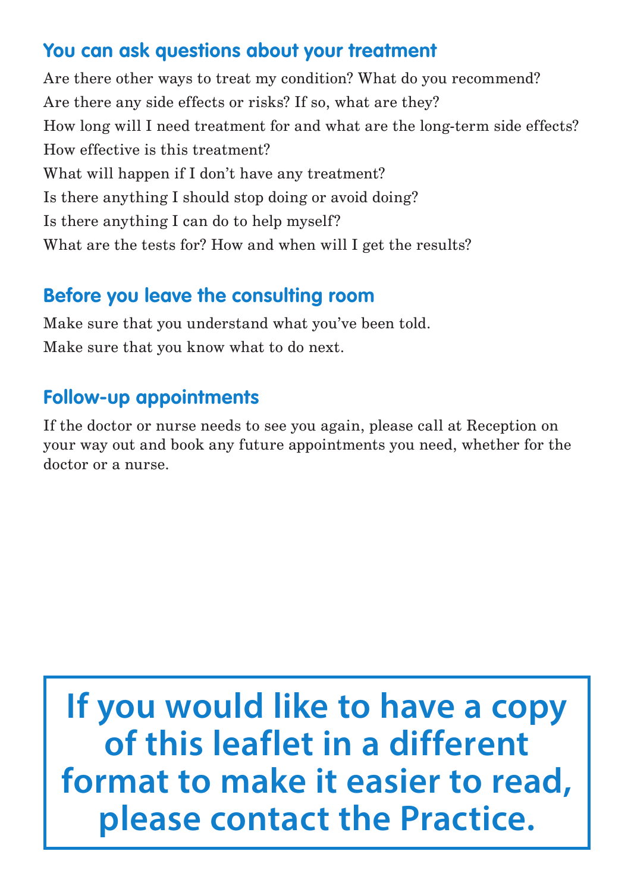## You can ask questions about your treatment

Are there other ways to treat my condition? What do you recommend?

Are there any side effects or risks? If so, what are they?

How long will I need treatment for and what are the long-term side effects?

How effective is this treatment?

What will happen if I don't have any treatment?

Is there anything I should stop doing or avoid doing?

Is there anything I can do to help myself?

What are the tests for? How and when will I get the results?

## Before you leave the consulting room

Make sure that you understand what you've been told.

Make sure that you know what to do next.

## Follow-up appointments

If the doctor or nurse needs to see you again, please call at Reception on your way out and book any future appointments you need, whether for the doctor or a nurse.

**If you would like to have a copy of this leaflet in a different format to make it easier to read, please contact the Practice.**